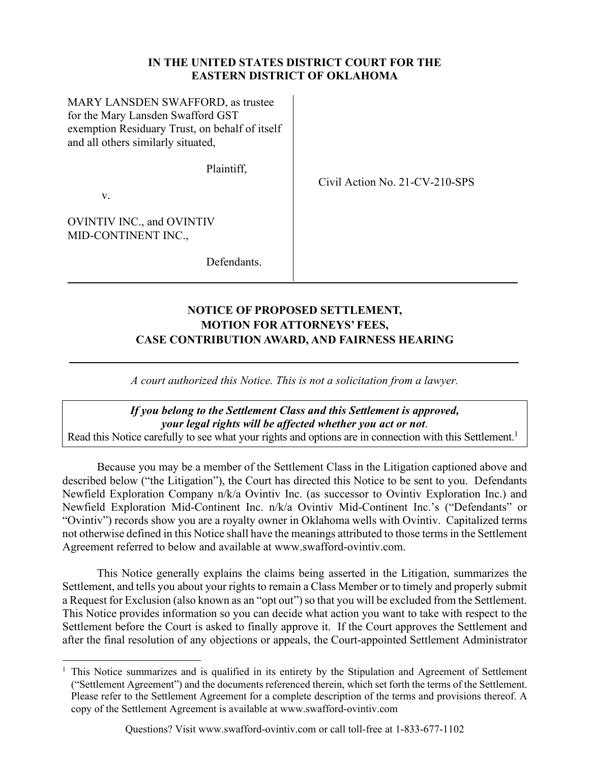**IN THE UNITED STATES DISTRICT COURT FOR THE EASTERN DISTRICT OF OKLAHOMA**

| | |
|---|---|
| MARY LANSDEN SWAFFORD, as trustee for the Mary Lansden Swafford GST exemption Residuary Trust, on behalf of itself and all others similarly situated,<br><br>Plaintiff,<br><br>v.<br><br>OVINTIV INC., and OVINTIV MID-CONTINENT INC.,<br><br>Defendants. | Civil Action No. 21-CV-210-SPS |

# NOTICE OF PROPOSED SETTLEMENT, MOTION FOR ATTORNEYS' FEES, CASE CONTRIBUTION AWARD, AND FAIRNESS HEARING

*A court authorized this Notice. This is not a solicitation from a lawyer.*

> ***If you belong to the Settlement Class and this Settlement is approved, your legal rights will be affected whether you act or not.***
> Read this Notice carefully to see what your rights and options are in connection with this Settlement.[1]

Because you may be a member of the Settlement Class in the Litigation captioned above and described below ("the Litigation"), the Court has directed this Notice to be sent to you. Defendants Newfield Exploration Company n/k/a Ovintiv Inc. (as successor to Ovintiv Exploration Inc.) and Newfield Exploration Mid-Continent Inc. n/k/a Ovintiv Mid-Continent Inc.'s ("Defendants" or "Ovintiv") records show you are a royalty owner in Oklahoma wells with Ovintiv. Capitalized terms not otherwise defined in this Notice shall have the meanings attributed to those terms in the Settlement Agreement referred to below and available at www.swafford-ovintiv.com.

This Notice generally explains the claims being asserted in the Litigation, summarizes the Settlement, and tells you about your rights to remain a Class Member or to timely and properly submit a Request for Exclusion (also known as an "opt out") so that you will be excluded from the Settlement. This Notice provides information so you can decide what action you want to take with respect to the Settlement before the Court is asked to finally approve it. If the Court approves the Settlement and after the final resolution of any objections or appeals, the Court-appointed Settlement Administrator

[1] This Notice summarizes and is qualified in its entirety by the Stipulation and Agreement of Settlement ("Settlement Agreement") and the documents referenced therein, which set forth the terms of the Settlement. Please refer to the Settlement Agreement for a complete description of the terms and provisions thereof. A copy of the Settlement Agreement is available at www.swafford-ovintiv.com

Questions? Visit www.swafford-ovintiv.com or call toll-free at 1-833-677-1102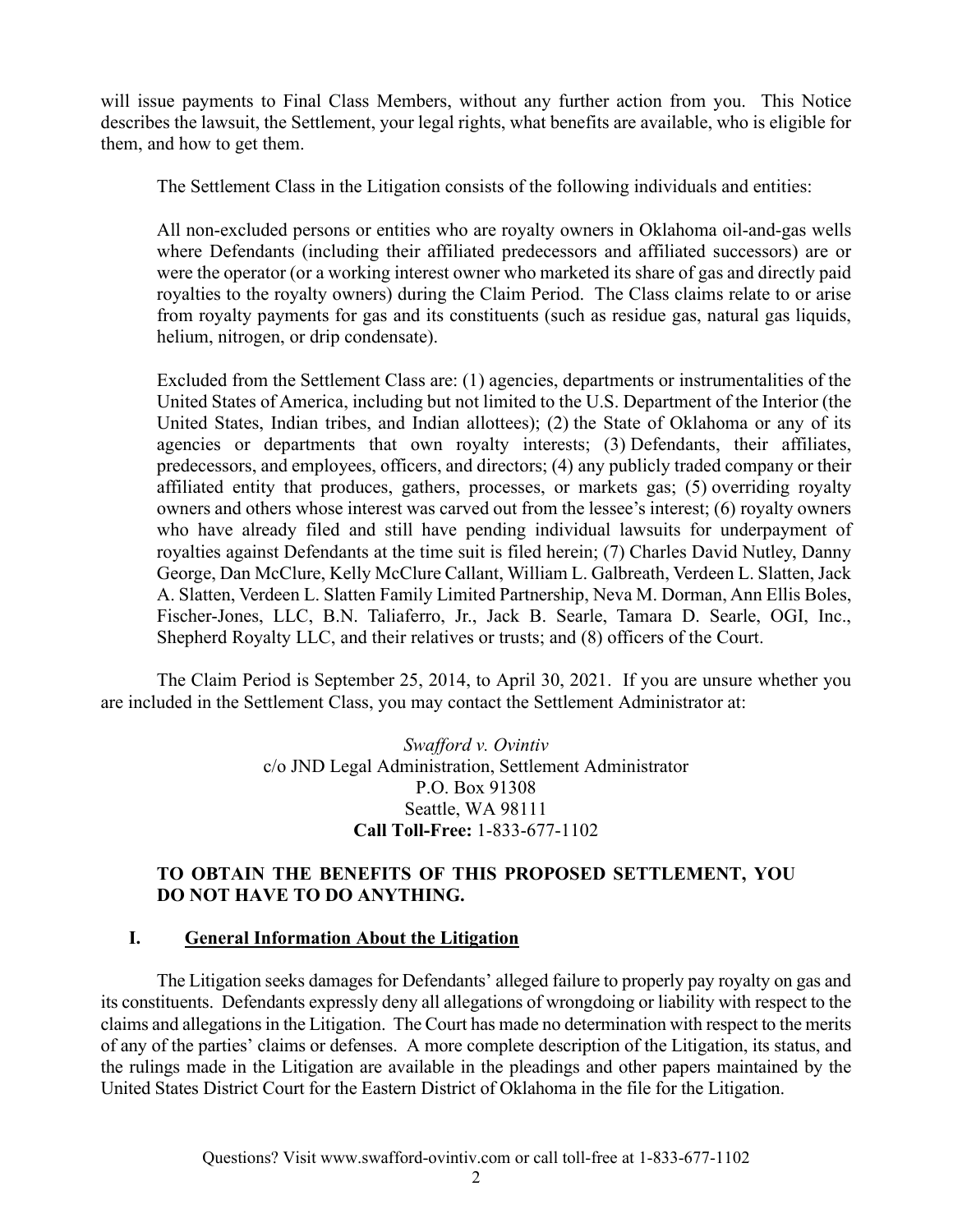will issue payments to Final Class Members, without any further action from you. This Notice describes the lawsuit, the Settlement, your legal rights, what benefits are available, who is eligible for them, and how to get them.

The Settlement Class in the Litigation consists of the following individuals and entities:

All non-excluded persons or entities who are royalty owners in Oklahoma oil-and-gas wells where Defendants (including their affiliated predecessors and affiliated successors) are or were the operator (or a working interest owner who marketed its share of gas and directly paid royalties to the royalty owners) during the Claim Period. The Class claims relate to or arise from royalty payments for gas and its constituents (such as residue gas, natural gas liquids, helium, nitrogen, or drip condensate).

Excluded from the Settlement Class are: (1) agencies, departments or instrumentalities of the United States of America, including but not limited to the U.S. Department of the Interior (the United States, Indian tribes, and Indian allottees); (2) the State of Oklahoma or any of its agencies or departments that own royalty interests; (3) Defendants, their affiliates, predecessors, and employees, officers, and directors; (4) any publicly traded company or their affiliated entity that produces, gathers, processes, or markets gas; (5) overriding royalty owners and others whose interest was carved out from the lessee's interest; (6) royalty owners who have already filed and still have pending individual lawsuits for underpayment of royalties against Defendants at the time suit is filed herein; (7) Charles David Nutley, Danny George, Dan McClure, Kelly McClure Callant, William L. Galbreath, Verdeen L. Slatten, Jack A. Slatten, Verdeen L. Slatten Family Limited Partnership, Neva M. Dorman, Ann Ellis Boles, Fischer-Jones, LLC, B.N. Taliaferro, Jr., Jack B. Searle, Tamara D. Searle, OGI, Inc., Shepherd Royalty LLC, and their relatives or trusts; and (8) officers of the Court.

The Claim Period is September 25, 2014, to April 30, 2021. If you are unsure whether you are included in the Settlement Class, you may contact the Settlement Administrator at:

*Swafford v. Ovintiv*
c/o JND Legal Administration, Settlement Administrator
P.O. Box 91308
Seattle, WA 98111
**Call Toll-Free:** 1-833-677-1102

**TO OBTAIN THE BENEFITS OF THIS PROPOSED SETTLEMENT, YOU DO NOT HAVE TO DO ANYTHING.**

## I. General Information About the Litigation

The Litigation seeks damages for Defendants' alleged failure to properly pay royalty on gas and its constituents. Defendants expressly deny all allegations of wrongdoing or liability with respect to the claims and allegations in the Litigation. The Court has made no determination with respect to the merits of any of the parties' claims or defenses. A more complete description of the Litigation, its status, and the rulings made in the Litigation are available in the pleadings and other papers maintained by the United States District Court for the Eastern District of Oklahoma in the file for the Litigation.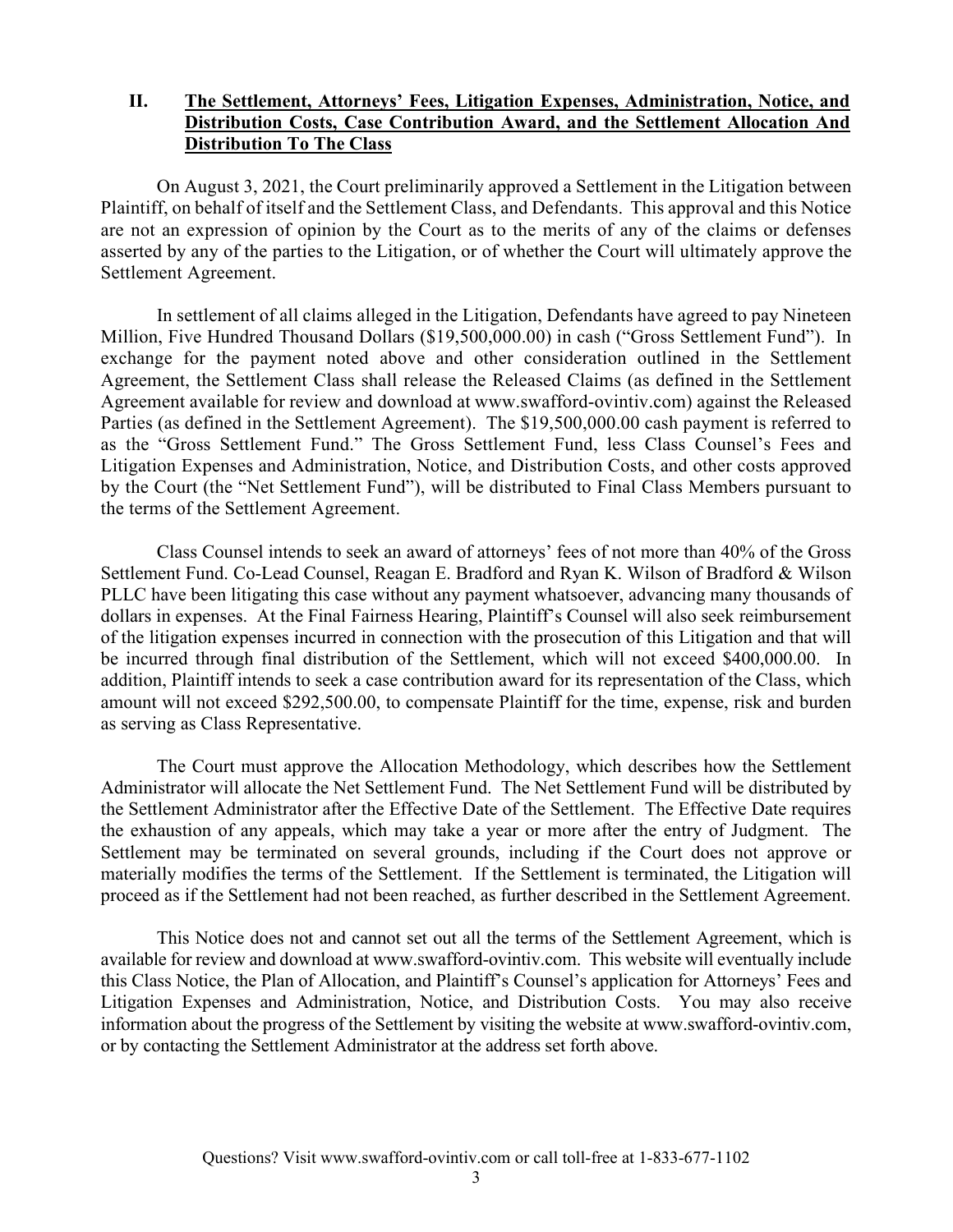## II. The Settlement, Attorneys' Fees, Litigation Expenses, Administration, Notice, and Distribution Costs, Case Contribution Award, and the Settlement Allocation And Distribution To The Class

On August 3, 2021, the Court preliminarily approved a Settlement in the Litigation between Plaintiff, on behalf of itself and the Settlement Class, and Defendants. This approval and this Notice are not an expression of opinion by the Court as to the merits of any of the claims or defenses asserted by any of the parties to the Litigation, or of whether the Court will ultimately approve the Settlement Agreement.

In settlement of all claims alleged in the Litigation, Defendants have agreed to pay Nineteen Million, Five Hundred Thousand Dollars ($19,500,000.00) in cash ("Gross Settlement Fund"). In exchange for the payment noted above and other consideration outlined in the Settlement Agreement, the Settlement Class shall release the Released Claims (as defined in the Settlement Agreement available for review and download at www.swafford-ovintiv.com) against the Released Parties (as defined in the Settlement Agreement). The $19,500,000.00 cash payment is referred to as the "Gross Settlement Fund." The Gross Settlement Fund, less Class Counsel's Fees and Litigation Expenses and Administration, Notice, and Distribution Costs, and other costs approved by the Court (the "Net Settlement Fund"), will be distributed to Final Class Members pursuant to the terms of the Settlement Agreement.

Class Counsel intends to seek an award of attorneys' fees of not more than 40% of the Gross Settlement Fund. Co-Lead Counsel, Reagan E. Bradford and Ryan K. Wilson of Bradford & Wilson PLLC have been litigating this case without any payment whatsoever, advancing many thousands of dollars in expenses. At the Final Fairness Hearing, Plaintiff's Counsel will also seek reimbursement of the litigation expenses incurred in connection with the prosecution of this Litigation and that will be incurred through final distribution of the Settlement, which will not exceed $400,000.00. In addition, Plaintiff intends to seek a case contribution award for its representation of the Class, which amount will not exceed $292,500.00, to compensate Plaintiff for the time, expense, risk and burden as serving as Class Representative.

The Court must approve the Allocation Methodology, which describes how the Settlement Administrator will allocate the Net Settlement Fund. The Net Settlement Fund will be distributed by the Settlement Administrator after the Effective Date of the Settlement. The Effective Date requires the exhaustion of any appeals, which may take a year or more after the entry of Judgment. The Settlement may be terminated on several grounds, including if the Court does not approve or materially modifies the terms of the Settlement. If the Settlement is terminated, the Litigation will proceed as if the Settlement had not been reached, as further described in the Settlement Agreement.

This Notice does not and cannot set out all the terms of the Settlement Agreement, which is available for review and download at www.swafford-ovintiv.com. This website will eventually include this Class Notice, the Plan of Allocation, and Plaintiff's Counsel's application for Attorneys' Fees and Litigation Expenses and Administration, Notice, and Distribution Costs. You may also receive information about the progress of the Settlement by visiting the website at www.swafford-ovintiv.com, or by contacting the Settlement Administrator at the address set forth above.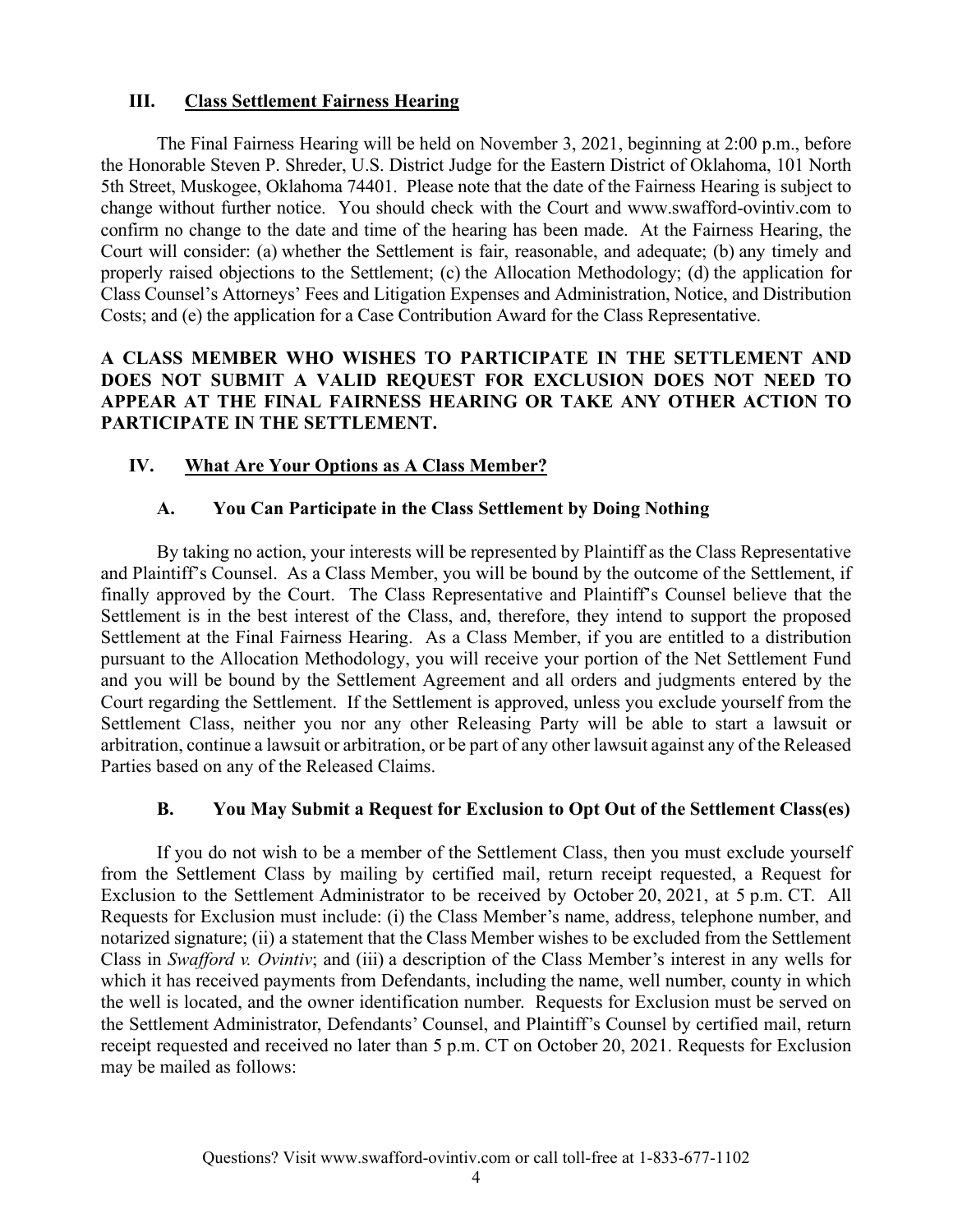## III. Class Settlement Fairness Hearing

The Final Fairness Hearing will be held on November 3, 2021, beginning at 2:00 p.m., before the Honorable Steven P. Shreder, U.S. District Judge for the Eastern District of Oklahoma, 101 North 5th Street, Muskogee, Oklahoma 74401. Please note that the date of the Fairness Hearing is subject to change without further notice. You should check with the Court and www.swafford-ovintiv.com to confirm no change to the date and time of the hearing has been made. At the Fairness Hearing, the Court will consider: (a) whether the Settlement is fair, reasonable, and adequate; (b) any timely and properly raised objections to the Settlement; (c) the Allocation Methodology; (d) the application for Class Counsel's Attorneys' Fees and Litigation Expenses and Administration, Notice, and Distribution Costs; and (e) the application for a Case Contribution Award for the Class Representative.

**A CLASS MEMBER WHO WISHES TO PARTICIPATE IN THE SETTLEMENT AND DOES NOT SUBMIT A VALID REQUEST FOR EXCLUSION DOES NOT NEED TO APPEAR AT THE FINAL FAIRNESS HEARING OR TAKE ANY OTHER ACTION TO PARTICIPATE IN THE SETTLEMENT.**

## IV. What Are Your Options as A Class Member?

### A. You Can Participate in the Class Settlement by Doing Nothing

By taking no action, your interests will be represented by Plaintiff as the Class Representative and Plaintiff's Counsel. As a Class Member, you will be bound by the outcome of the Settlement, if finally approved by the Court. The Class Representative and Plaintiff's Counsel believe that the Settlement is in the best interest of the Class, and, therefore, they intend to support the proposed Settlement at the Final Fairness Hearing. As a Class Member, if you are entitled to a distribution pursuant to the Allocation Methodology, you will receive your portion of the Net Settlement Fund and you will be bound by the Settlement Agreement and all orders and judgments entered by the Court regarding the Settlement. If the Settlement is approved, unless you exclude yourself from the Settlement Class, neither you nor any other Releasing Party will be able to start a lawsuit or arbitration, continue a lawsuit or arbitration, or be part of any other lawsuit against any of the Released Parties based on any of the Released Claims.

### B. You May Submit a Request for Exclusion to Opt Out of the Settlement Class(es)

If you do not wish to be a member of the Settlement Class, then you must exclude yourself from the Settlement Class by mailing by certified mail, return receipt requested, a Request for Exclusion to the Settlement Administrator to be received by October 20, 2021, at 5 p.m. CT. All Requests for Exclusion must include: (i) the Class Member's name, address, telephone number, and notarized signature; (ii) a statement that the Class Member wishes to be excluded from the Settlement Class in *Swafford v. Ovintiv*; and (iii) a description of the Class Member's interest in any wells for which it has received payments from Defendants, including the name, well number, county in which the well is located, and the owner identification number. Requests for Exclusion must be served on the Settlement Administrator, Defendants' Counsel, and Plaintiff's Counsel by certified mail, return receipt requested and received no later than 5 p.m. CT on October 20, 2021. Requests for Exclusion may be mailed as follows: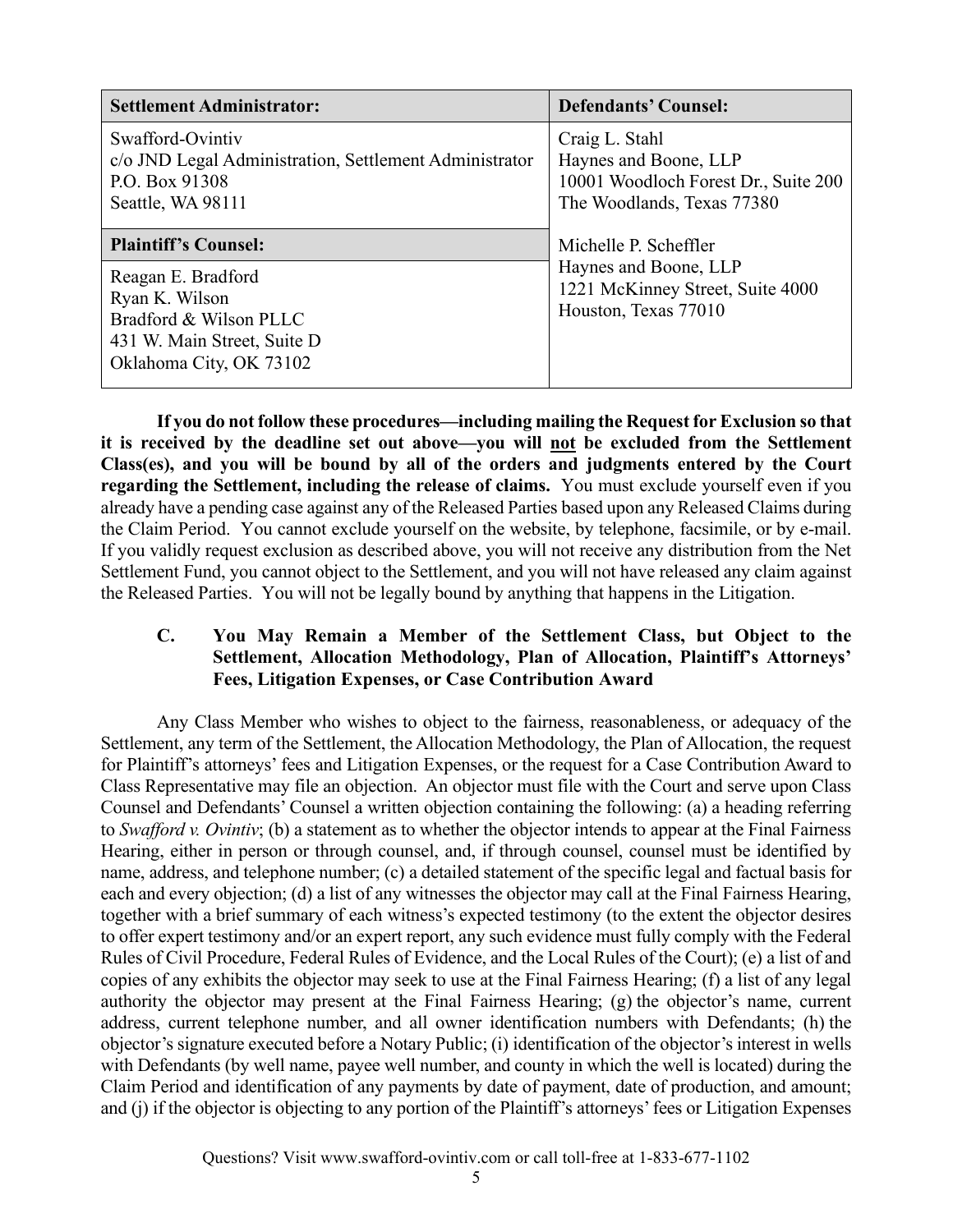| Settlement Administrator: | Defendants' Counsel: |
|---|---|
| Swafford-Ovintiv<br>c/o JND Legal Administration, Settlement Administrator<br>P.O. Box 91308<br>Seattle, WA 98111 | Craig L. Stahl<br>Haynes and Boone, LLP<br>10001 Woodloch Forest Dr., Suite 200<br>The Woodlands, Texas 77380 |
| **Plaintiff's Counsel:** | Michelle P. Scheffler<br>Haynes and Boone, LLP<br>1221 McKinney Street, Suite 4000<br>Houston, Texas 77010 |
| Reagan E. Bradford<br>Ryan K. Wilson<br>Bradford & Wilson PLLC<br>431 W. Main Street, Suite D<br>Oklahoma City, OK 73102 | |

**If you do not follow these procedures—including mailing the Request for Exclusion so that it is received by the deadline set out above—you will <u>not</u> be excluded from the Settlement Class(es), and you will be bound by all of the orders and judgments entered by the Court regarding the Settlement, including the release of claims.** You must exclude yourself even if you already have a pending case against any of the Released Parties based upon any Released Claims during the Claim Period. You cannot exclude yourself on the website, by telephone, facsimile, or by e-mail. If you validly request exclusion as described above, you will not receive any distribution from the Net Settlement Fund, you cannot object to the Settlement, and you will not have released any claim against the Released Parties. You will not be legally bound by anything that happens in the Litigation.

### C. You May Remain a Member of the Settlement Class, but Object to the Settlement, Allocation Methodology, Plan of Allocation, Plaintiff's Attorneys' Fees, Litigation Expenses, or Case Contribution Award

Any Class Member who wishes to object to the fairness, reasonableness, or adequacy of the Settlement, any term of the Settlement, the Allocation Methodology, the Plan of Allocation, the request for Plaintiff's attorneys' fees and Litigation Expenses, or the request for a Case Contribution Award to Class Representative may file an objection. An objector must file with the Court and serve upon Class Counsel and Defendants' Counsel a written objection containing the following: (a) a heading referring to *Swafford v. Ovintiv*; (b) a statement as to whether the objector intends to appear at the Final Fairness Hearing, either in person or through counsel, and, if through counsel, counsel must be identified by name, address, and telephone number; (c) a detailed statement of the specific legal and factual basis for each and every objection; (d) a list of any witnesses the objector may call at the Final Fairness Hearing, together with a brief summary of each witness's expected testimony (to the extent the objector desires to offer expert testimony and/or an expert report, any such evidence must fully comply with the Federal Rules of Civil Procedure, Federal Rules of Evidence, and the Local Rules of the Court); (e) a list of and copies of any exhibits the objector may seek to use at the Final Fairness Hearing; (f) a list of any legal authority the objector may present at the Final Fairness Hearing; (g) the objector's name, current address, current telephone number, and all owner identification numbers with Defendants; (h) the objector's signature executed before a Notary Public; (i) identification of the objector's interest in wells with Defendants (by well name, payee well number, and county in which the well is located) during the Claim Period and identification of any payments by date of payment, date of production, and amount; and (j) if the objector is objecting to any portion of the Plaintiff's attorneys' fees or Litigation Expenses

Questions? Visit www.swafford-ovintiv.com or call toll-free at 1-833-677-1102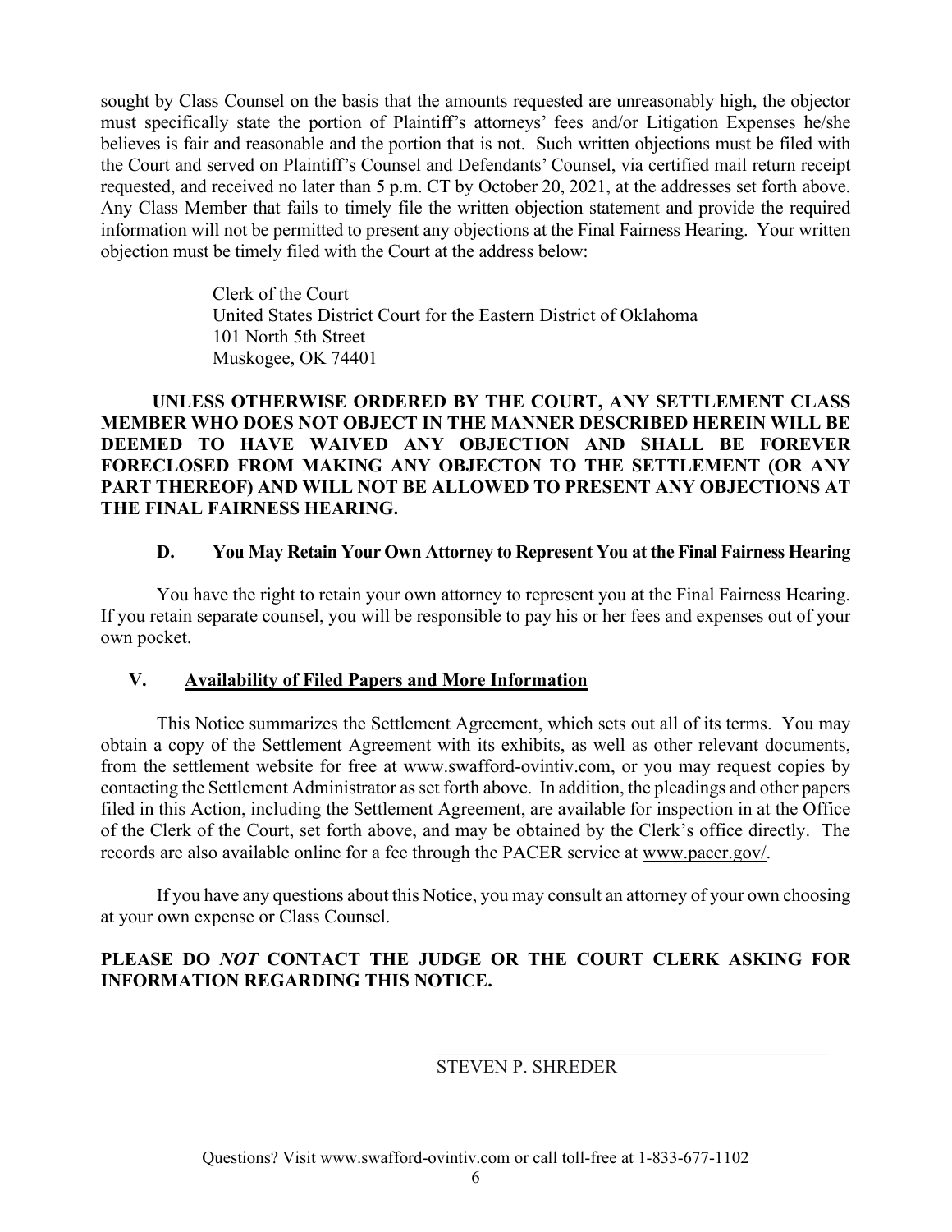sought by Class Counsel on the basis that the amounts requested are unreasonably high, the objector must specifically state the portion of Plaintiff's attorneys' fees and/or Litigation Expenses he/she believes is fair and reasonable and the portion that is not. Such written objections must be filed with the Court and served on Plaintiff's Counsel and Defendants' Counsel, via certified mail return receipt requested, and received no later than 5 p.m. CT by October 20, 2021, at the addresses set forth above. Any Class Member that fails to timely file the written objection statement and provide the required information will not be permitted to present any objections at the Final Fairness Hearing. Your written objection must be timely filed with the Court at the address below:

Clerk of the Court
United States District Court for the Eastern District of Oklahoma
101 North 5th Street
Muskogee, OK 74401

**UNLESS OTHERWISE ORDERED BY THE COURT, ANY SETTLEMENT CLASS MEMBER WHO DOES NOT OBJECT IN THE MANNER DESCRIBED HEREIN WILL BE DEEMED TO HAVE WAIVED ANY OBJECTION AND SHALL BE FOREVER FORECLOSED FROM MAKING ANY OBJECTON TO THE SETTLEMENT (OR ANY PART THEREOF) AND WILL NOT BE ALLOWED TO PRESENT ANY OBJECTIONS AT THE FINAL FAIRNESS HEARING.**

### D. You May Retain Your Own Attorney to Represent You at the Final Fairness Hearing

You have the right to retain your own attorney to represent you at the Final Fairness Hearing. If you retain separate counsel, you will be responsible to pay his or her fees and expenses out of your own pocket.

## V. Availability of Filed Papers and More Information

This Notice summarizes the Settlement Agreement, which sets out all of its terms. You may obtain a copy of the Settlement Agreement with its exhibits, as well as other relevant documents, from the settlement website for free at www.swafford-ovintiv.com, or you may request copies by contacting the Settlement Administrator as set forth above. In addition, the pleadings and other papers filed in this Action, including the Settlement Agreement, are available for inspection in at the Office of the Clerk of the Court, set forth above, and may be obtained by the Clerk's office directly. The records are also available online for a fee through the PACER service at www.pacer.gov/.

If you have any questions about this Notice, you may consult an attorney of your own choosing at your own expense or Class Counsel.

**PLEASE DO *NOT* CONTACT THE JUDGE OR THE COURT CLERK ASKING FOR INFORMATION REGARDING THIS NOTICE.**

STEVEN P. SHREDER

Questions? Visit www.swafford-ovintiv.com or call toll-free at 1-833-677-1102